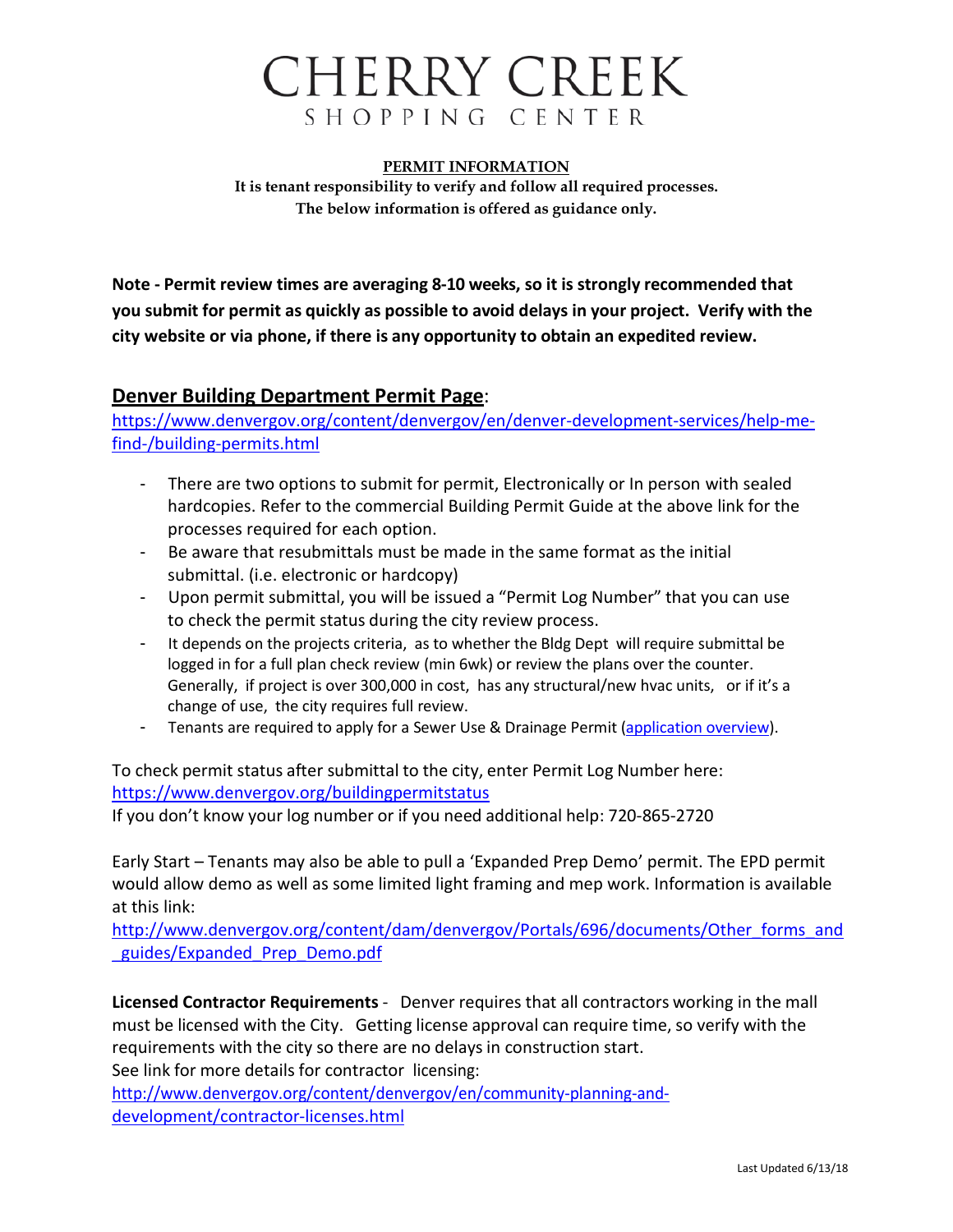# CHERRY CREEK
SHOPPING CENTER

**PERMIT INFORMATION**

**It is tenant responsibility to verify and follow all required processes.**
**The below information is offered as guidance only.**

**Note - Permit review times are averaging 8-10 weeks, so it is strongly recommended that you submit for permit as quickly as possible to avoid delays in your project. Verify with the city website or via phone, if there is any opportunity to obtain an expedited review.**

## Denver Building Department Permit Page:

https://www.denvergov.org/content/denvergov/en/denver-development-services/help-me-find-/building-permits.html

- There are two options to submit for permit, Electronically or In person with sealed hardcopies. Refer to the commercial Building Permit Guide at the above link for the processes required for each option.
- Be aware that resubmittals must be made in the same format as the initial submittal. (i.e. electronic or hardcopy)
- Upon permit submittal, you will be issued a "Permit Log Number" that you can use to check the permit status during the city review process.
- It depends on the projects criteria, as to whether the Bldg Dept will require submittal be logged in for a full plan check review (min 6wk) or review the plans over the counter. Generally, if project is over 300,000 in cost, has any structural/new hvac units, or if it's a change of use, the city requires full review.
- Tenants are required to apply for a Sewer Use & Drainage Permit (application overview).

To check permit status after submittal to the city, enter Permit Log Number here:
https://www.denvergov.org/buildingpermitstatus
If you don't know your log number or if you need additional help: 720-865-2720

Early Start – Tenants may also be able to pull a 'Expanded Prep Demo' permit. The EPD permit would allow demo as well as some limited light framing and mep work. Information is available at this link:
http://www.denvergov.org/content/dam/denvergov/Portals/696/documents/Other_forms_and_guides/Expanded_Prep_Demo.pdf

**Licensed Contractor Requirements** - Denver requires that all contractors working in the mall must be licensed with the City. Getting license approval can require time, so verify with the requirements with the city so there are no delays in construction start.
See link for more details for contractor licensing:
http://www.denvergov.org/content/denvergov/en/community-planning-and-development/contractor-licenses.html

Last Updated 6/13/18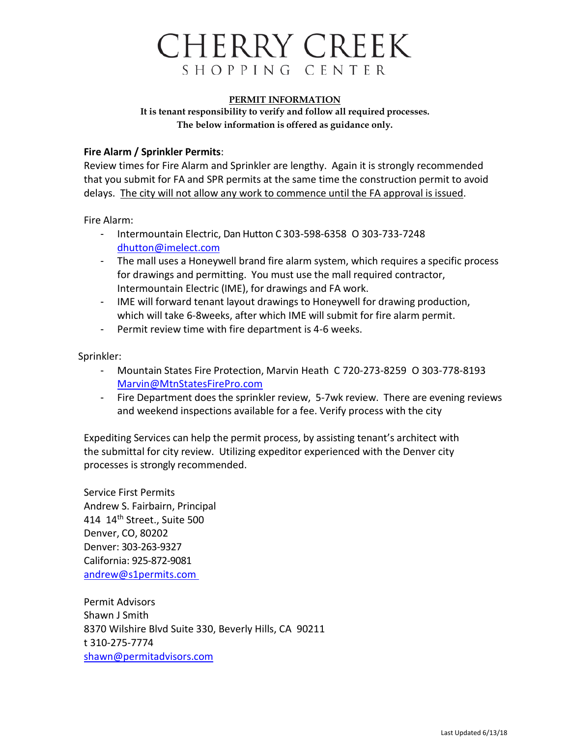# CHERRY CREEK
## SHOPPING CENTER

**PERMIT INFORMATION**

**It is tenant responsibility to verify and follow all required processes.**
**The below information is offered as guidance only.**

**Fire Alarm / Sprinkler Permits**:
Review times for Fire Alarm and Sprinkler are lengthy. Again it is strongly recommended that you submit for FA and SPR permits at the same time the construction permit to avoid delays. The city will not allow any work to commence until the FA approval is issued.

Fire Alarm:

- Intermountain Electric, Dan Hutton C 303-598-6358 O 303-733-7248 dhutton@imelect.com
- The mall uses a Honeywell brand fire alarm system, which requires a specific process for drawings and permitting. You must use the mall required contractor, Intermountain Electric (IME), for drawings and FA work.
- IME will forward tenant layout drawings to Honeywell for drawing production, which will take 6-8weeks, after which IME will submit for fire alarm permit.
- Permit review time with fire department is 4-6 weeks.

Sprinkler:

- Mountain States Fire Protection, Marvin Heath C 720-273-8259 O 303-778-8193 Marvin@MtnStatesFirePro.com
- Fire Department does the sprinkler review, 5-7wk review. There are evening reviews and weekend inspections available for a fee. Verify process with the city

Expediting Services can help the permit process, by assisting tenant's architect with the submittal for city review. Utilizing expeditor experienced with the Denver city processes is strongly recommended.

Service First Permits
Andrew S. Fairbairn, Principal
414 14th Street., Suite 500
Denver, CO, 80202
Denver: 303-263-9327
California: 925-872-9081
andrew@s1permits.com

Permit Advisors
Shawn J Smith
8370 Wilshire Blvd Suite 330, Beverly Hills, CA 90211
t 310-275-7774
shawn@permitadvisors.com

Last Updated 6/13/18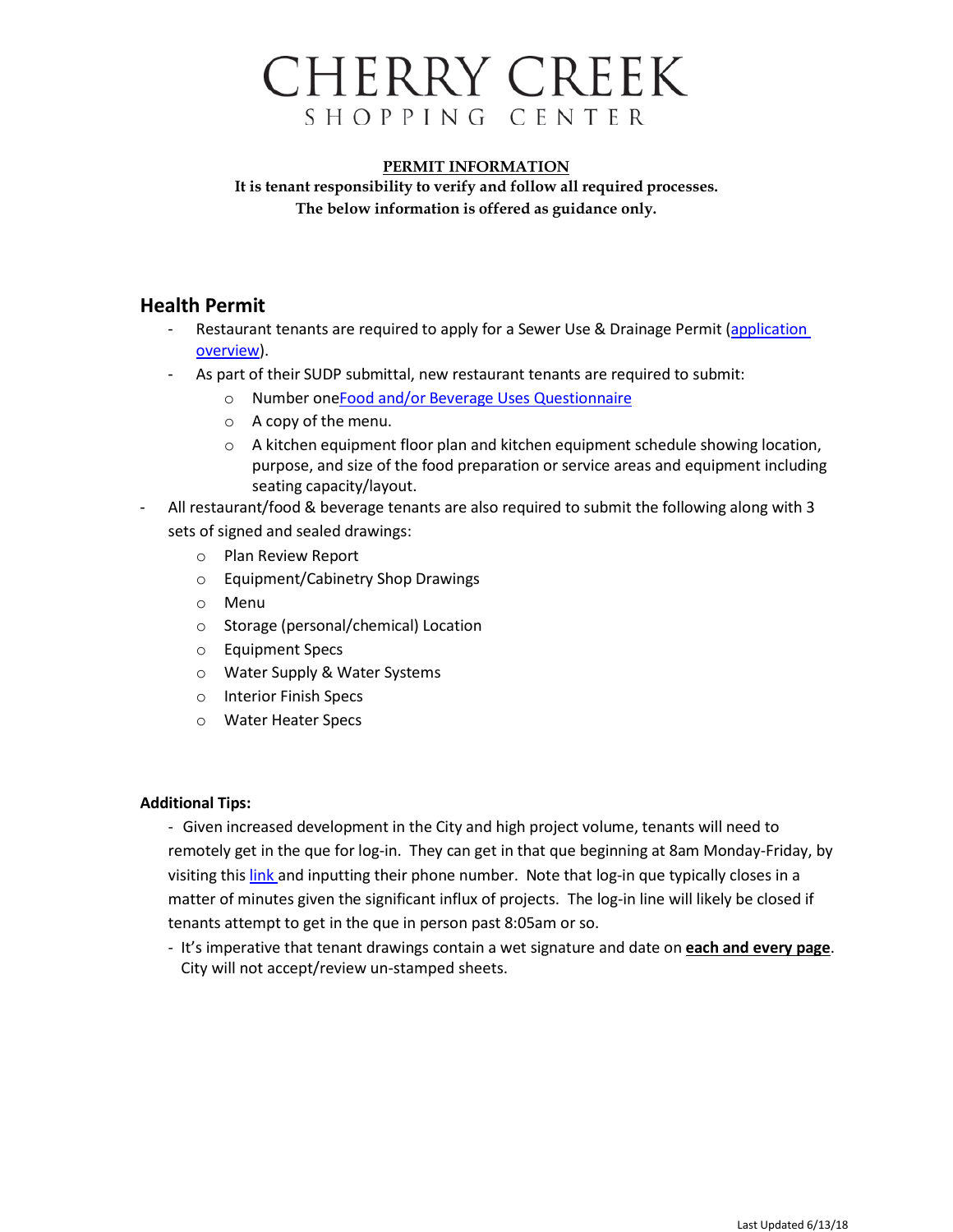# CHERRY CREEK
SHOPPING CENTER

**PERMIT INFORMATION**

**It is tenant responsibility to verify and follow all required processes.**
**The below information is offered as guidance only.**

## Health Permit

- Restaurant tenants are required to apply for a Sewer Use & Drainage Permit (application overview).
- As part of their SUDP submittal, new restaurant tenants are required to submit:
  - Number oneFood and/or Beverage Uses Questionnaire
  - A copy of the menu.
  - A kitchen equipment floor plan and kitchen equipment schedule showing location, purpose, and size of the food preparation or service areas and equipment including seating capacity/layout.
- All restaurant/food & beverage tenants are also required to submit the following along with 3 sets of signed and sealed drawings:
  - Plan Review Report
  - Equipment/Cabinetry Shop Drawings
  - Menu
  - Storage (personal/chemical) Location
  - Equipment Specs
  - Water Supply & Water Systems
  - Interior Finish Specs
  - Water Heater Specs

**Additional Tips:**

- Given increased development in the City and high project volume, tenants will need to remotely get in the que for log-in. They can get in that que beginning at 8am Monday-Friday, by visiting this link and inputting their phone number. Note that log-in que typically closes in a matter of minutes given the significant influx of projects. The log-in line will likely be closed if tenants attempt to get in the que in person past 8:05am or so.
- It's imperative that tenant drawings contain a wet signature and date on **each and every page**. City will not accept/review un-stamped sheets.

Last Updated 6/13/18